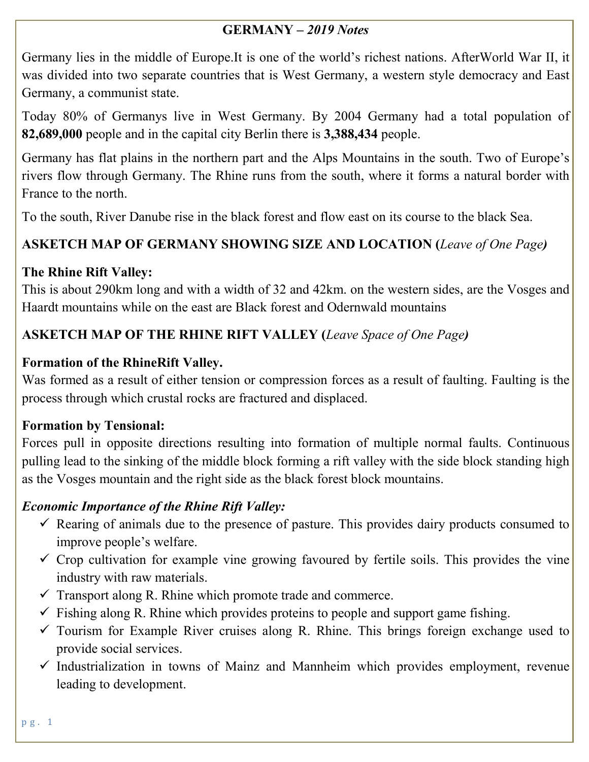# **GERMANY –** ***2019 Notes***

Germany lies in the middle of Europe.It is one of the world's richest nations. AfterWorld War II, it was divided into two separate countries that is West Germany, a western style democracy and East Germany, a communist state.

Today 80% of Germanys live in West Germany. By 2004 Germany had a total population of **82,689,000** people and in the capital city Berlin there is **3,388,434** people.

Germany has flat plains in the northern part and the Alps Mountains in the south. Two of Europe's rivers flow through Germany. The Rhine runs from the south, where it forms a natural border with France to the north.

To the south, River Danube rise in the black forest and flow east on its course to the black Sea.

**ASKETCH MAP OF GERMANY SHOWING SIZE AND LOCATION (***Leave of One Page***)**

**The Rhine Rift Valley:**
This is about 290km long and with a width of 32 and 42km. on the western sides, are the Vosges and Haardt mountains while on the east are Black forest and Odernwald mountains

**ASKETCH MAP OF THE RHINE RIFT VALLEY (***Leave Space of One Page***)**

**Formation of the RhineRift Valley.**
Was formed as a result of either tension or compression forces as a result of faulting. Faulting is the process through which crustal rocks are fractured and displaced.

**Formation by Tensional:**
Forces pull in opposite directions resulting into formation of multiple normal faults. Continuous pulling lead to the sinking of the middle block forming a rift valley with the side block standing high as the Vosges mountain and the right side as the black forest block mountains.

***Economic Importance of the Rhine Rift Valley:***

- ✓ Rearing of animals due to the presence of pasture. This provides dairy products consumed to improve people's welfare.
- ✓ Crop cultivation for example vine growing favoured by fertile soils. This provides the vine industry with raw materials.
- ✓ Transport along R. Rhine which promote trade and commerce.
- ✓ Fishing along R. Rhine which provides proteins to people and support game fishing.
- ✓ Tourism for Example River cruises along R. Rhine. This brings foreign exchange used to provide social services.
- ✓ Industrialization in towns of Mainz and Mannheim which provides employment, revenue leading to development.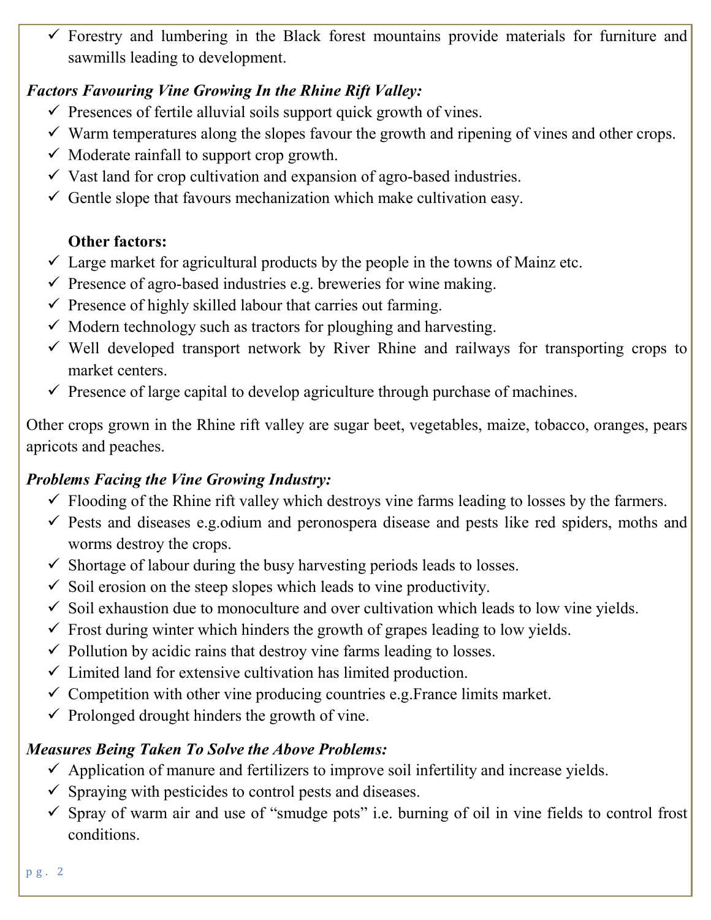- ✓ Forestry and lumbering in the Black forest mountains provide materials for furniture and sawmills leading to development.

***Factors Favouring Vine Growing In the Rhine Rift Valley:***

- ✓ Presences of fertile alluvial soils support quick growth of vines.
- ✓ Warm temperatures along the slopes favour the growth and ripening of vines and other crops.
- ✓ Moderate rainfall to support crop growth.
- ✓ Vast land for crop cultivation and expansion of agro-based industries.
- ✓ Gentle slope that favours mechanization which make cultivation easy.

**Other factors:**

- ✓ Large market for agricultural products by the people in the towns of Mainz etc.
- ✓ Presence of agro-based industries e.g. breweries for wine making.
- ✓ Presence of highly skilled labour that carries out farming.
- ✓ Modern technology such as tractors for ploughing and harvesting.
- ✓ Well developed transport network by River Rhine and railways for transporting crops to market centers.
- ✓ Presence of large capital to develop agriculture through purchase of machines.

Other crops grown in the Rhine rift valley are sugar beet, vegetables, maize, tobacco, oranges, pears apricots and peaches.

***Problems Facing the Vine Growing Industry:***

- ✓ Flooding of the Rhine rift valley which destroys vine farms leading to losses by the farmers.
- ✓ Pests and diseases e.g.odium and peronospera disease and pests like red spiders, moths and worms destroy the crops.
- ✓ Shortage of labour during the busy harvesting periods leads to losses.
- ✓ Soil erosion on the steep slopes which leads to vine productivity.
- ✓ Soil exhaustion due to monoculture and over cultivation which leads to low vine yields.
- ✓ Frost during winter which hinders the growth of grapes leading to low yields.
- ✓ Pollution by acidic rains that destroy vine farms leading to losses.
- ✓ Limited land for extensive cultivation has limited production.
- ✓ Competition with other vine producing countries e.g.France limits market.
- ✓ Prolonged drought hinders the growth of vine.

***Measures Being Taken To Solve the Above Problems:***

- ✓ Application of manure and fertilizers to improve soil infertility and increase yields.
- ✓ Spraying with pesticides to control pests and diseases.
- ✓ Spray of warm air and use of "smudge pots" i.e. burning of oil in vine fields to control frost conditions.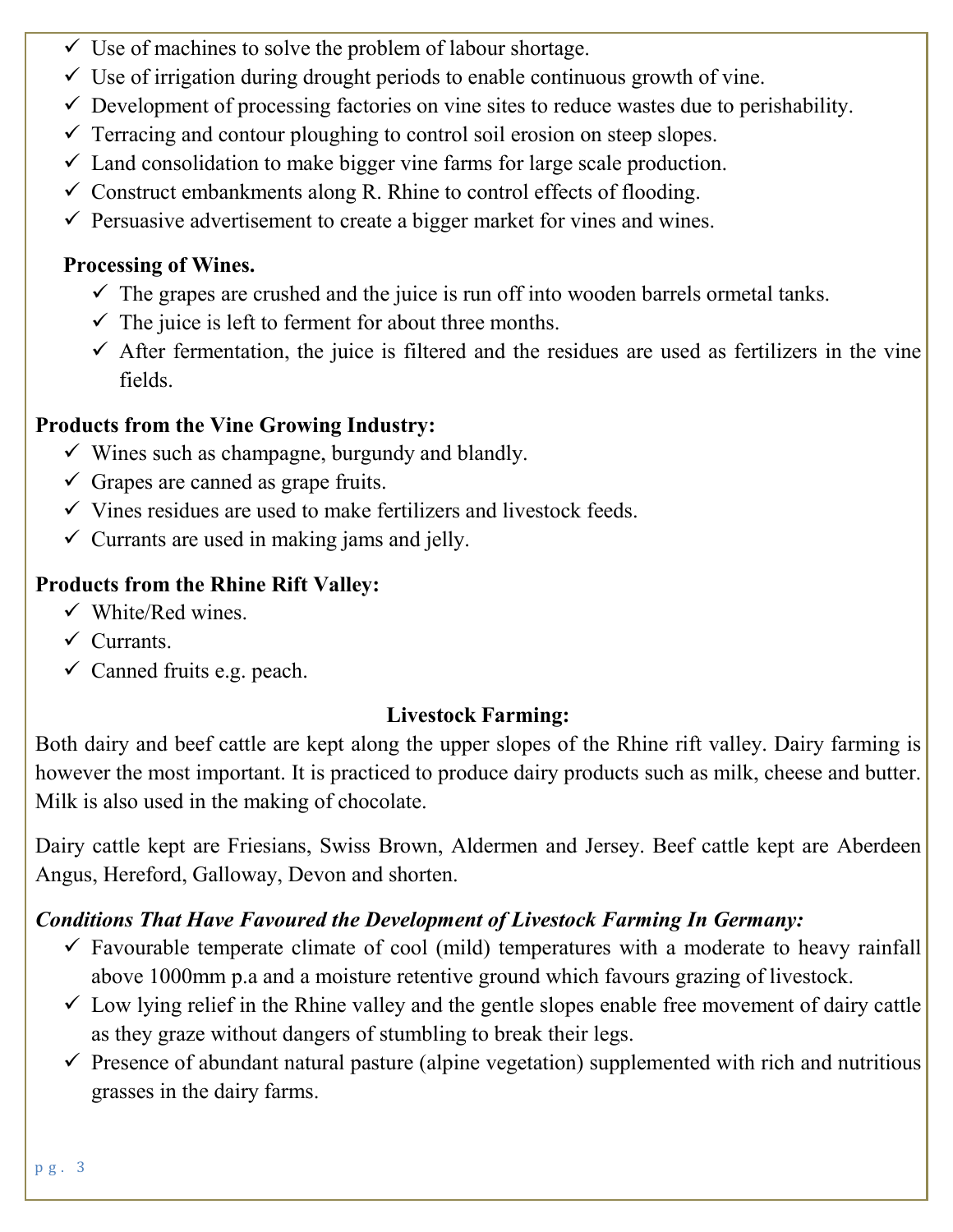- Use of machines to solve the problem of labour shortage.
- Use of irrigation during drought periods to enable continuous growth of vine.
- Development of processing factories on vine sites to reduce wastes due to perishability.
- Terracing and contour ploughing to control soil erosion on steep slopes.
- Land consolidation to make bigger vine farms for large scale production.
- Construct embankments along R. Rhine to control effects of flooding.
- Persuasive advertisement to create a bigger market for vines and wines.

**Processing of Wines.**

- The grapes are crushed and the juice is run off into wooden barrels ormetal tanks.
- The juice is left to ferment for about three months.
- After fermentation, the juice is filtered and the residues are used as fertilizers in the vine fields.

**Products from the Vine Growing Industry:**

- Wines such as champagne, burgundy and blandly.
- Grapes are canned as grape fruits.
- Vines residues are used to make fertilizers and livestock feeds.
- Currants are used in making jams and jelly.

**Products from the Rhine Rift Valley:**

- White/Red wines.
- Currants.
- Canned fruits e.g. peach.

## Livestock Farming:

Both dairy and beef cattle are kept along the upper slopes of the Rhine rift valley. Dairy farming is however the most important. It is practiced to produce dairy products such as milk, cheese and butter. Milk is also used in the making of chocolate.

Dairy cattle kept are Friesians, Swiss Brown, Aldermen and Jersey. Beef cattle kept are Aberdeen Angus, Hereford, Galloway, Devon and shorten.

***Conditions That Have Favoured the Development of Livestock Farming In Germany:***

- Favourable temperate climate of cool (mild) temperatures with a moderate to heavy rainfall above 1000mm p.a and a moisture retentive ground which favours grazing of livestock.
- Low lying relief in the Rhine valley and the gentle slopes enable free movement of dairy cattle as they graze without dangers of stumbling to break their legs.
- Presence of abundant natural pasture (alpine vegetation) supplemented with rich and nutritious grasses in the dairy farms.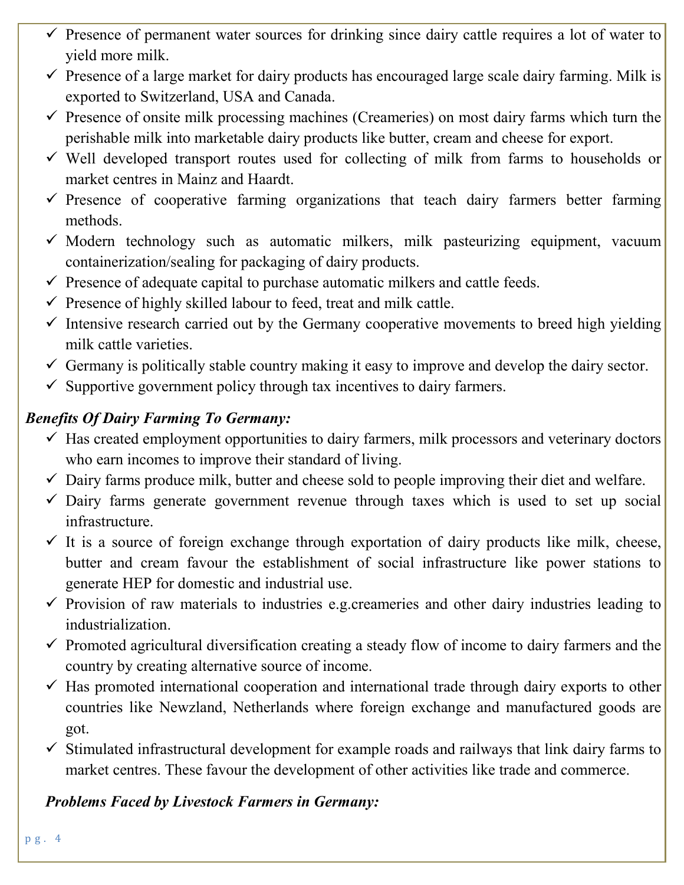- Presence of permanent water sources for drinking since dairy cattle requires a lot of water to yield more milk.
- Presence of a large market for dairy products has encouraged large scale dairy farming. Milk is exported to Switzerland, USA and Canada.
- Presence of onsite milk processing machines (Creameries) on most dairy farms which turn the perishable milk into marketable dairy products like butter, cream and cheese for export.
- Well developed transport routes used for collecting of milk from farms to households or market centres in Mainz and Haardt.
- Presence of cooperative farming organizations that teach dairy farmers better farming methods.
- Modern technology such as automatic milkers, milk pasteurizing equipment, vacuum containerization/sealing for packaging of dairy products.
- Presence of adequate capital to purchase automatic milkers and cattle feeds.
- Presence of highly skilled labour to feed, treat and milk cattle.
- Intensive research carried out by the Germany cooperative movements to breed high yielding milk cattle varieties.
- Germany is politically stable country making it easy to improve and develop the dairy sector.
- Supportive government policy through tax incentives to dairy farmers.

***Benefits Of Dairy Farming To Germany:***

- Has created employment opportunities to dairy farmers, milk processors and veterinary doctors who earn incomes to improve their standard of living.
- Dairy farms produce milk, butter and cheese sold to people improving their diet and welfare.
- Dairy farms generate government revenue through taxes which is used to set up social infrastructure.
- It is a source of foreign exchange through exportation of dairy products like milk, cheese, butter and cream favour the establishment of social infrastructure like power stations to generate HEP for domestic and industrial use.
- Provision of raw materials to industries e.g.creameries and other dairy industries leading to industrialization.
- Promoted agricultural diversification creating a steady flow of income to dairy farmers and the country by creating alternative source of income.
- Has promoted international cooperation and international trade through dairy exports to other countries like Newzland, Netherlands where foreign exchange and manufactured goods are got.
- Stimulated infrastructural development for example roads and railways that link dairy farms to market centres. These favour the development of other activities like trade and commerce.

***Problems Faced by Livestock Farmers in Germany:***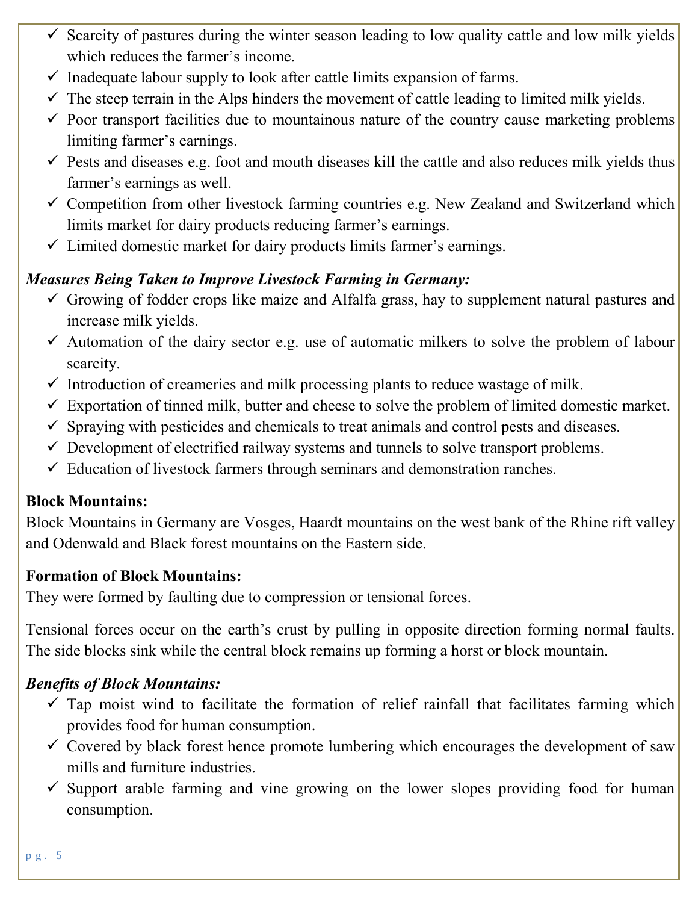- ✓ Scarcity of pastures during the winter season leading to low quality cattle and low milk yields which reduces the farmer's income.
- ✓ Inadequate labour supply to look after cattle limits expansion of farms.
- ✓ The steep terrain in the Alps hinders the movement of cattle leading to limited milk yields.
- ✓ Poor transport facilities due to mountainous nature of the country cause marketing problems limiting farmer's earnings.
- ✓ Pests and diseases e.g. foot and mouth diseases kill the cattle and also reduces milk yields thus farmer's earnings as well.
- ✓ Competition from other livestock farming countries e.g. New Zealand and Switzerland which limits market for dairy products reducing farmer's earnings.
- ✓ Limited domestic market for dairy products limits farmer's earnings.

***Measures Being Taken to Improve Livestock Farming in Germany:***

- ✓ Growing of fodder crops like maize and Alfalfa grass, hay to supplement natural pastures and increase milk yields.
- ✓ Automation of the dairy sector e.g. use of automatic milkers to solve the problem of labour scarcity.
- ✓ Introduction of creameries and milk processing plants to reduce wastage of milk.
- ✓ Exportation of tinned milk, butter and cheese to solve the problem of limited domestic market.
- ✓ Spraying with pesticides and chemicals to treat animals and control pests and diseases.
- ✓ Development of electrified railway systems and tunnels to solve transport problems.
- ✓ Education of livestock farmers through seminars and demonstration ranches.

**Block Mountains:**

Block Mountains in Germany are Vosges, Haardt mountains on the west bank of the Rhine rift valley and Odenwald and Black forest mountains on the Eastern side.

**Formation of Block Mountains:**

They were formed by faulting due to compression or tensional forces.

Tensional forces occur on the earth's crust by pulling in opposite direction forming normal faults. The side blocks sink while the central block remains up forming a horst or block mountain.

***Benefits of Block Mountains:***

- ✓ Tap moist wind to facilitate the formation of relief rainfall that facilitates farming which provides food for human consumption.
- ✓ Covered by black forest hence promote lumbering which encourages the development of saw mills and furniture industries.
- ✓ Support arable farming and vine growing on the lower slopes providing food for human consumption.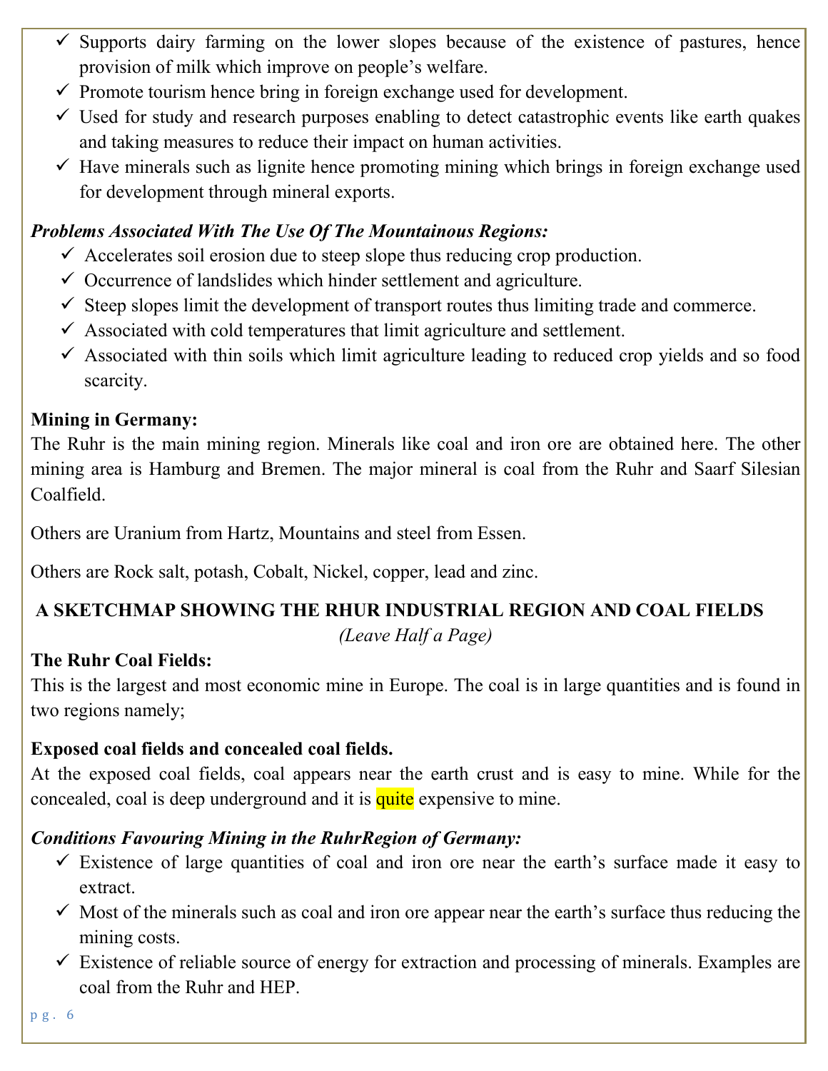- ✓ Supports dairy farming on the lower slopes because of the existence of pastures, hence provision of milk which improve on people's welfare.
- ✓ Promote tourism hence bring in foreign exchange used for development.
- ✓ Used for study and research purposes enabling to detect catastrophic events like earth quakes and taking measures to reduce their impact on human activities.
- ✓ Have minerals such as lignite hence promoting mining which brings in foreign exchange used for development through mineral exports.

***Problems Associated With The Use Of The Mountainous Regions:***

- ✓ Accelerates soil erosion due to steep slope thus reducing crop production.
- ✓ Occurrence of landslides which hinder settlement and agriculture.
- ✓ Steep slopes limit the development of transport routes thus limiting trade and commerce.
- ✓ Associated with cold temperatures that limit agriculture and settlement.
- ✓ Associated with thin soils which limit agriculture leading to reduced crop yields and so food scarcity.

**Mining in Germany:**

The Ruhr is the main mining region. Minerals like coal and iron ore are obtained here. The other mining area is Hamburg and Bremen. The major mineral is coal from the Ruhr and Saarf Silesian Coalfield.

Others are Uranium from Hartz, Mountains and steel from Essen.

Others are Rock salt, potash, Cobalt, Nickel, copper, lead and zinc.

**A SKETCHMAP SHOWING THE RHUR INDUSTRIAL REGION AND COAL FIELDS**

*(Leave Half a Page)*

**The Ruhr Coal Fields:**

This is the largest and most economic mine in Europe. The coal is in large quantities and is found in two regions namely;

**Exposed coal fields and concealed coal fields.**

At the exposed coal fields, coal appears near the earth crust and is easy to mine. While for the concealed, coal is deep underground and it is quite expensive to mine.

***Conditions Favouring Mining in the RuhrRegion of Germany:***

- ✓ Existence of large quantities of coal and iron ore near the earth's surface made it easy to extract.
- ✓ Most of the minerals such as coal and iron ore appear near the earth's surface thus reducing the mining costs.
- ✓ Existence of reliable source of energy for extraction and processing of minerals. Examples are coal from the Ruhr and HEP.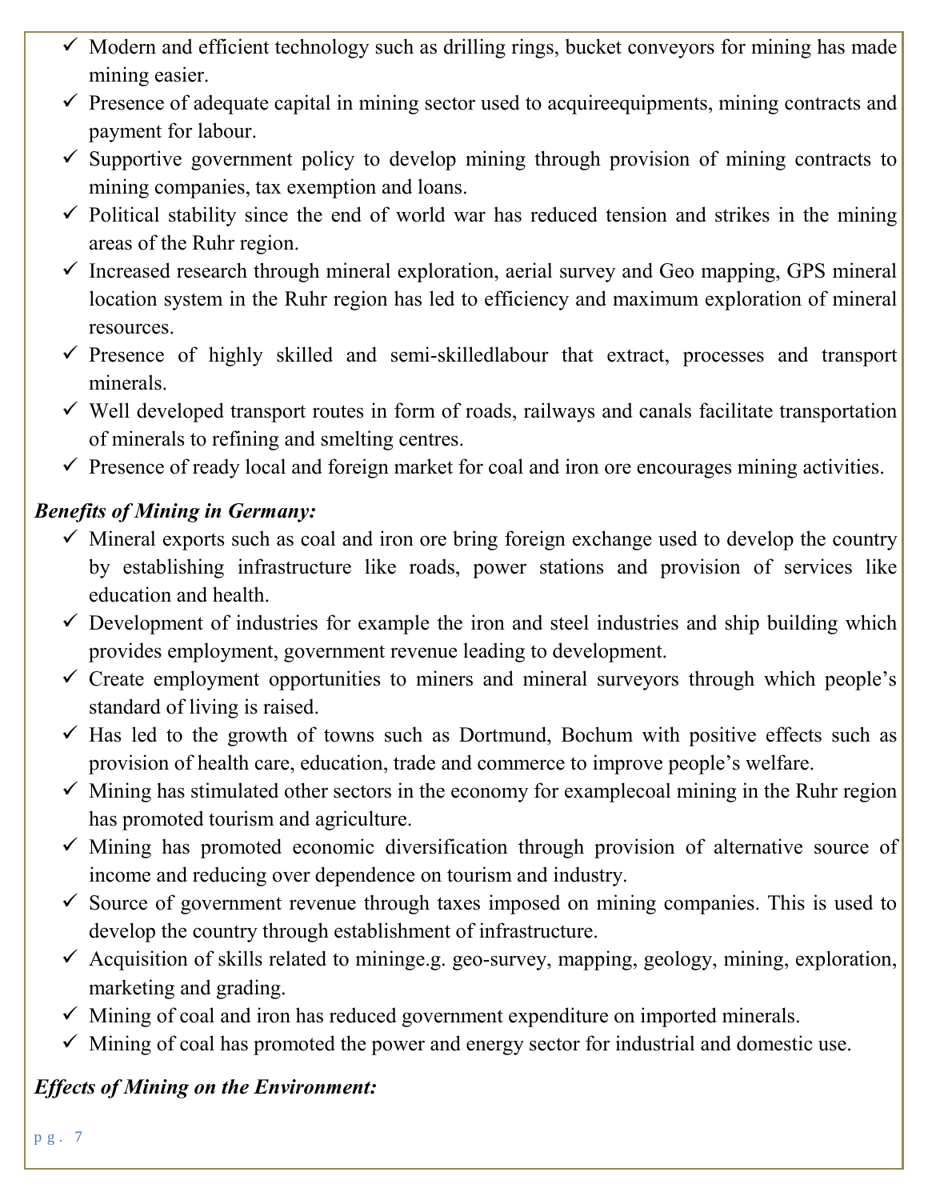- Modern and efficient technology such as drilling rings, bucket conveyors for mining has made mining easier.
- Presence of adequate capital in mining sector used to acquireequipments, mining contracts and payment for labour.
- Supportive government policy to develop mining through provision of mining contracts to mining companies, tax exemption and loans.
- Political stability since the end of world war has reduced tension and strikes in the mining areas of the Ruhr region.
- Increased research through mineral exploration, aerial survey and Geo mapping, GPS mineral location system in the Ruhr region has led to efficiency and maximum exploration of mineral resources.
- Presence of highly skilled and semi-skilledlabour that extract, processes and transport minerals.
- Well developed transport routes in form of roads, railways and canals facilitate transportation of minerals to refining and smelting centres.
- Presence of ready local and foreign market for coal and iron ore encourages mining activities.

***Benefits of Mining in Germany:***

- Mineral exports such as coal and iron ore bring foreign exchange used to develop the country by establishing infrastructure like roads, power stations and provision of services like education and health.
- Development of industries for example the iron and steel industries and ship building which provides employment, government revenue leading to development.
- Create employment opportunities to miners and mineral surveyors through which people's standard of living is raised.
- Has led to the growth of towns such as Dortmund, Bochum with positive effects such as provision of health care, education, trade and commerce to improve people's welfare.
- Mining has stimulated other sectors in the economy for examplecoal mining in the Ruhr region has promoted tourism and agriculture.
- Mining has promoted economic diversification through provision of alternative source of income and reducing over dependence on tourism and industry.
- Source of government revenue through taxes imposed on mining companies. This is used to develop the country through establishment of infrastructure.
- Acquisition of skills related to mininge.g. geo-survey, mapping, geology, mining, exploration, marketing and grading.
- Mining of coal and iron has reduced government expenditure on imported minerals.
- Mining of coal has promoted the power and energy sector for industrial and domestic use.

***Effects of Mining on the Environment:***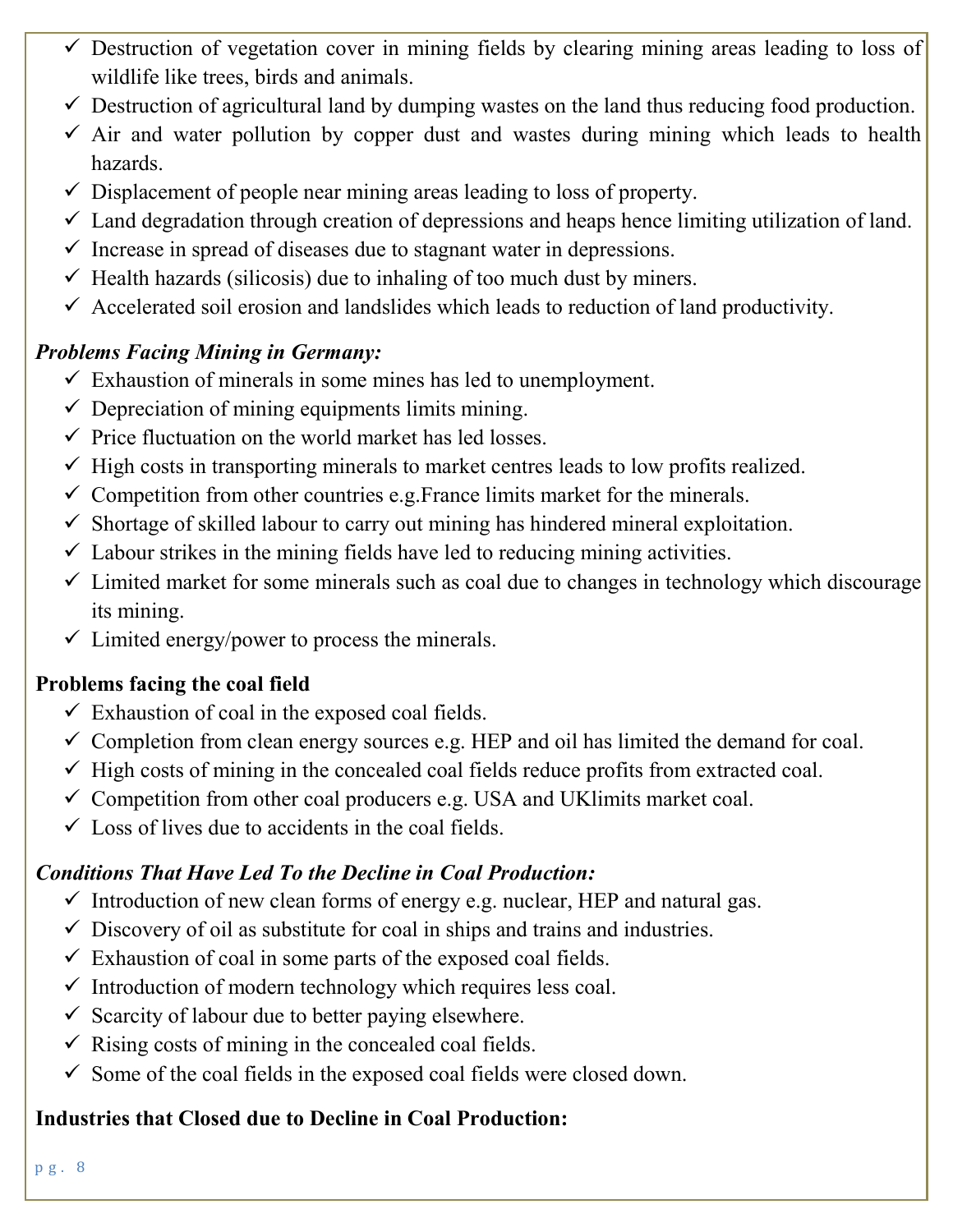- ✓ Destruction of vegetation cover in mining fields by clearing mining areas leading to loss of wildlife like trees, birds and animals.
- ✓ Destruction of agricultural land by dumping wastes on the land thus reducing food production.
- ✓ Air and water pollution by copper dust and wastes during mining which leads to health hazards.
- ✓ Displacement of people near mining areas leading to loss of property.
- ✓ Land degradation through creation of depressions and heaps hence limiting utilization of land.
- ✓ Increase in spread of diseases due to stagnant water in depressions.
- ✓ Health hazards (silicosis) due to inhaling of too much dust by miners.
- ✓ Accelerated soil erosion and landslides which leads to reduction of land productivity.

***Problems Facing Mining in Germany:***

- ✓ Exhaustion of minerals in some mines has led to unemployment.
- ✓ Depreciation of mining equipments limits mining.
- ✓ Price fluctuation on the world market has led losses.
- ✓ High costs in transporting minerals to market centres leads to low profits realized.
- ✓ Competition from other countries e.g.France limits market for the minerals.
- ✓ Shortage of skilled labour to carry out mining has hindered mineral exploitation.
- ✓ Labour strikes in the mining fields have led to reducing mining activities.
- ✓ Limited market for some minerals such as coal due to changes in technology which discourage its mining.
- ✓ Limited energy/power to process the minerals.

**Problems facing the coal field**

- ✓ Exhaustion of coal in the exposed coal fields.
- ✓ Completion from clean energy sources e.g. HEP and oil has limited the demand for coal.
- ✓ High costs of mining in the concealed coal fields reduce profits from extracted coal.
- ✓ Competition from other coal producers e.g. USA and UKlimits market coal.
- ✓ Loss of lives due to accidents in the coal fields.

***Conditions That Have Led To the Decline in Coal Production:***

- ✓ Introduction of new clean forms of energy e.g. nuclear, HEP and natural gas.
- ✓ Discovery of oil as substitute for coal in ships and trains and industries.
- ✓ Exhaustion of coal in some parts of the exposed coal fields.
- ✓ Introduction of modern technology which requires less coal.
- ✓ Scarcity of labour due to better paying elsewhere.
- ✓ Rising costs of mining in the concealed coal fields.
- ✓ Some of the coal fields in the exposed coal fields were closed down.

**Industries that Closed due to Decline in Coal Production:**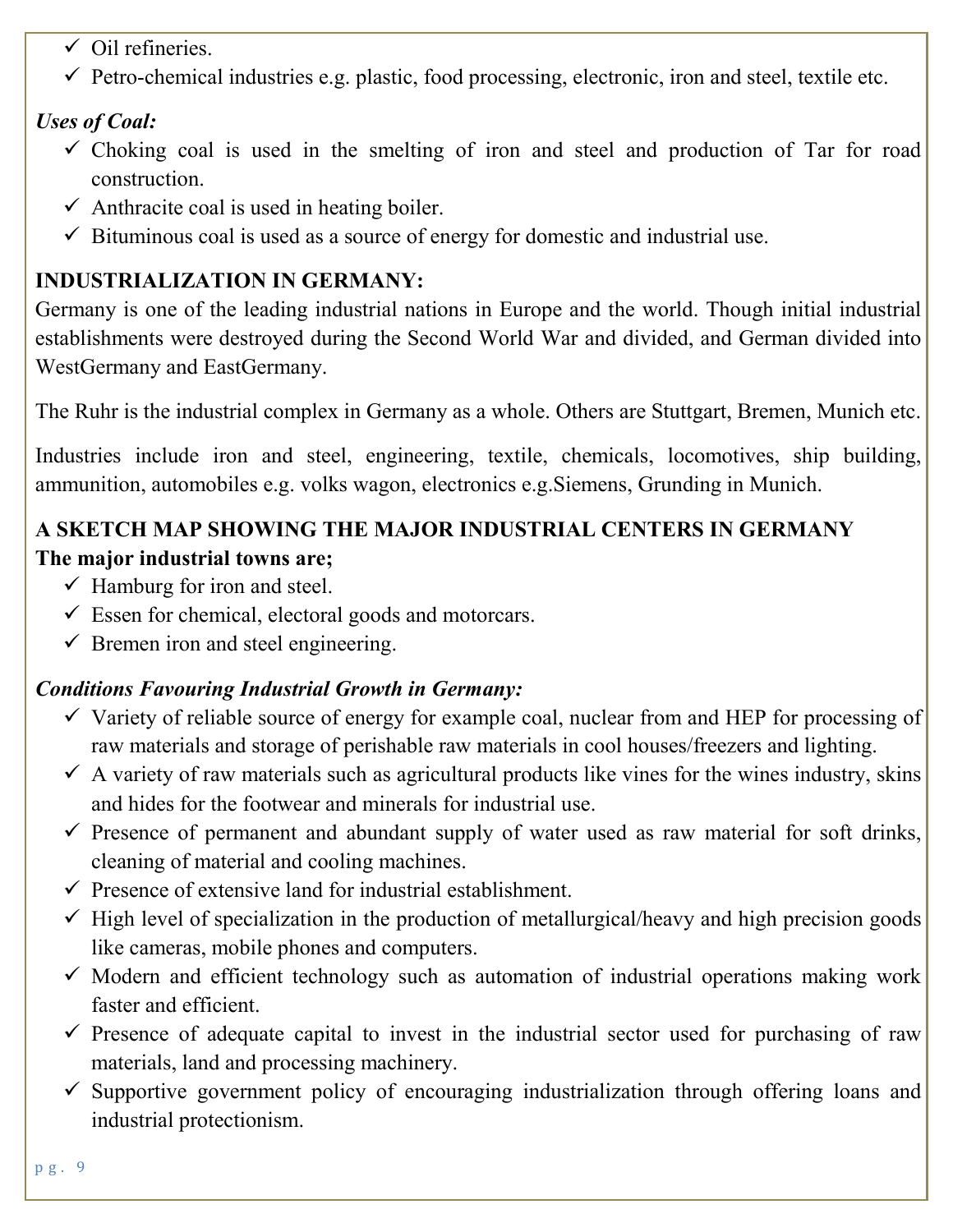- ✓ Oil refineries.
- ✓ Petro-chemical industries e.g. plastic, food processing, electronic, iron and steel, textile etc.

*Uses of Coal:*

- ✓ Choking coal is used in the smelting of iron and steel and production of Tar for road construction.
- ✓ Anthracite coal is used in heating boiler.
- ✓ Bituminous coal is used as a source of energy for domestic and industrial use.

**INDUSTRIALIZATION IN GERMANY:**

Germany is one of the leading industrial nations in Europe and the world. Though initial industrial establishments were destroyed during the Second World War and divided, and German divided into WestGermany and EastGermany.

The Ruhr is the industrial complex in Germany as a whole. Others are Stuttgart, Bremen, Munich etc.

Industries include iron and steel, engineering, textile, chemicals, locomotives, ship building, ammunition, automobiles e.g. volks wagon, electronics e.g.Siemens, Grunding in Munich.

**A SKETCH MAP SHOWING THE MAJOR INDUSTRIAL CENTERS IN GERMANY**

**The major industrial towns are;**

- ✓ Hamburg for iron and steel.
- ✓ Essen for chemical, electoral goods and motorcars.
- ✓ Bremen iron and steel engineering.

*Conditions Favouring Industrial Growth in Germany:*

- ✓ Variety of reliable source of energy for example coal, nuclear from and HEP for processing of raw materials and storage of perishable raw materials in cool houses/freezers and lighting.
- ✓ A variety of raw materials such as agricultural products like vines for the wines industry, skins and hides for the footwear and minerals for industrial use.
- ✓ Presence of permanent and abundant supply of water used as raw material for soft drinks, cleaning of material and cooling machines.
- ✓ Presence of extensive land for industrial establishment.
- ✓ High level of specialization in the production of metallurgical/heavy and high precision goods like cameras, mobile phones and computers.
- ✓ Modern and efficient technology such as automation of industrial operations making work faster and efficient.
- ✓ Presence of adequate capital to invest in the industrial sector used for purchasing of raw materials, land and processing machinery.
- ✓ Supportive government policy of encouraging industrialization through offering loans and industrial protectionism.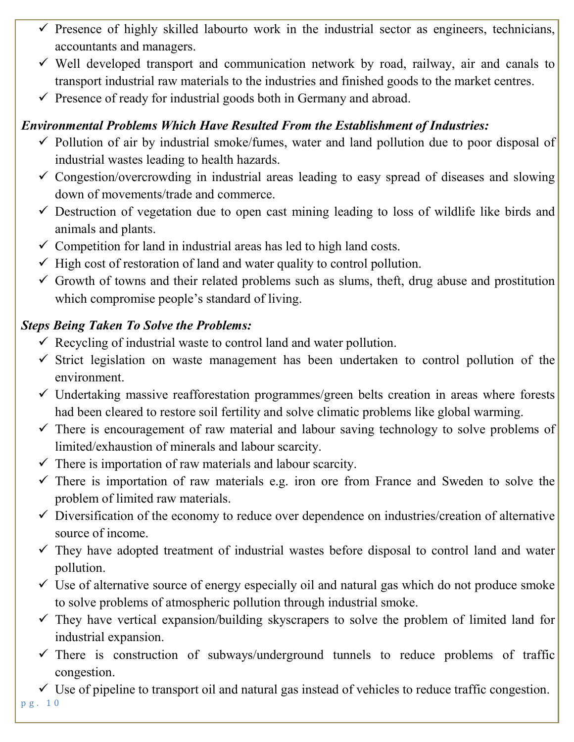- ✓ Presence of highly skilled labourto work in the industrial sector as engineers, technicians, accountants and managers.
- ✓ Well developed transport and communication network by road, railway, air and canals to transport industrial raw materials to the industries and finished goods to the market centres.
- ✓ Presence of ready for industrial goods both in Germany and abroad.

***Environmental Problems Which Have Resulted From the Establishment of Industries:***

- ✓ Pollution of air by industrial smoke/fumes, water and land pollution due to poor disposal of industrial wastes leading to health hazards.
- ✓ Congestion/overcrowding in industrial areas leading to easy spread of diseases and slowing down of movements/trade and commerce.
- ✓ Destruction of vegetation due to open cast mining leading to loss of wildlife like birds and animals and plants.
- ✓ Competition for land in industrial areas has led to high land costs.
- ✓ High cost of restoration of land and water quality to control pollution.
- ✓ Growth of towns and their related problems such as slums, theft, drug abuse and prostitution which compromise people's standard of living.

***Steps Being Taken To Solve the Problems:***

- ✓ Recycling of industrial waste to control land and water pollution.
- ✓ Strict legislation on waste management has been undertaken to control pollution of the environment.
- ✓ Undertaking massive reafforestation programmes/green belts creation in areas where forests had been cleared to restore soil fertility and solve climatic problems like global warming.
- ✓ There is encouragement of raw material and labour saving technology to solve problems of limited/exhaustion of minerals and labour scarcity.
- ✓ There is importation of raw materials and labour scarcity.
- ✓ There is importation of raw materials e.g. iron ore from France and Sweden to solve the problem of limited raw materials.
- ✓ Diversification of the economy to reduce over dependence on industries/creation of alternative source of income.
- ✓ They have adopted treatment of industrial wastes before disposal to control land and water pollution.
- ✓ Use of alternative source of energy especially oil and natural gas which do not produce smoke to solve problems of atmospheric pollution through industrial smoke.
- ✓ They have vertical expansion/building skyscrapers to solve the problem of limited land for industrial expansion.
- ✓ There is construction of subways/underground tunnels to reduce problems of traffic congestion.
- ✓ Use of pipeline to transport oil and natural gas instead of vehicles to reduce traffic congestion.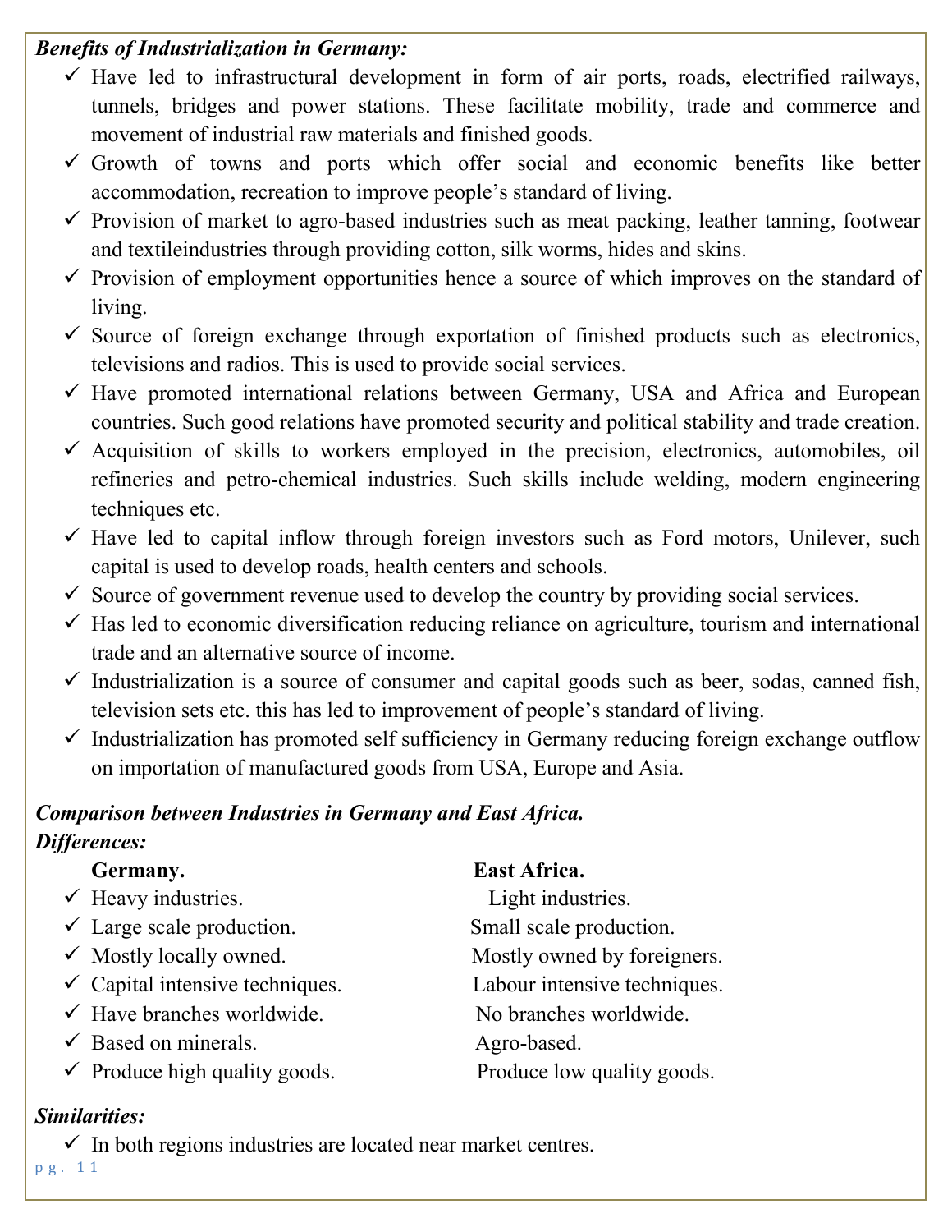***Benefits of Industrialization in Germany:***

- ✓ Have led to infrastructural development in form of air ports, roads, electrified railways, tunnels, bridges and power stations. These facilitate mobility, trade and commerce and movement of industrial raw materials and finished goods.
- ✓ Growth of towns and ports which offer social and economic benefits like better accommodation, recreation to improve people's standard of living.
- ✓ Provision of market to agro-based industries such as meat packing, leather tanning, footwear and textileindustries through providing cotton, silk worms, hides and skins.
- ✓ Provision of employment opportunities hence a source of which improves on the standard of living.
- ✓ Source of foreign exchange through exportation of finished products such as electronics, televisions and radios. This is used to provide social services.
- ✓ Have promoted international relations between Germany, USA and Africa and European countries. Such good relations have promoted security and political stability and trade creation.
- ✓ Acquisition of skills to workers employed in the precision, electronics, automobiles, oil refineries and petro-chemical industries. Such skills include welding, modern engineering techniques etc.
- ✓ Have led to capital inflow through foreign investors such as Ford motors, Unilever, such capital is used to develop roads, health centers and schools.
- ✓ Source of government revenue used to develop the country by providing social services.
- ✓ Has led to economic diversification reducing reliance on agriculture, tourism and international trade and an alternative source of income.
- ✓ Industrialization is a source of consumer and capital goods such as beer, sodas, canned fish, television sets etc. this has led to improvement of people's standard of living.
- ✓ Industrialization has promoted self sufficiency in Germany reducing foreign exchange outflow on importation of manufactured goods from USA, Europe and Asia.

***Comparison between Industries in Germany and East Africa.***

***Differences:***

| Germany. | East Africa. |
|---|---|
| ✓ Heavy industries. | Light industries. |
| ✓ Large scale production. | Small scale production. |
| ✓ Mostly locally owned. | Mostly owned by foreigners. |
| ✓ Capital intensive techniques. | Labour intensive techniques. |
| ✓ Have branches worldwide. | No branches worldwide. |
| ✓ Based on minerals. | Agro-based. |
| ✓ Produce high quality goods. | Produce low quality goods. |

***Similarities:***

- ✓ In both regions industries are located near market centres.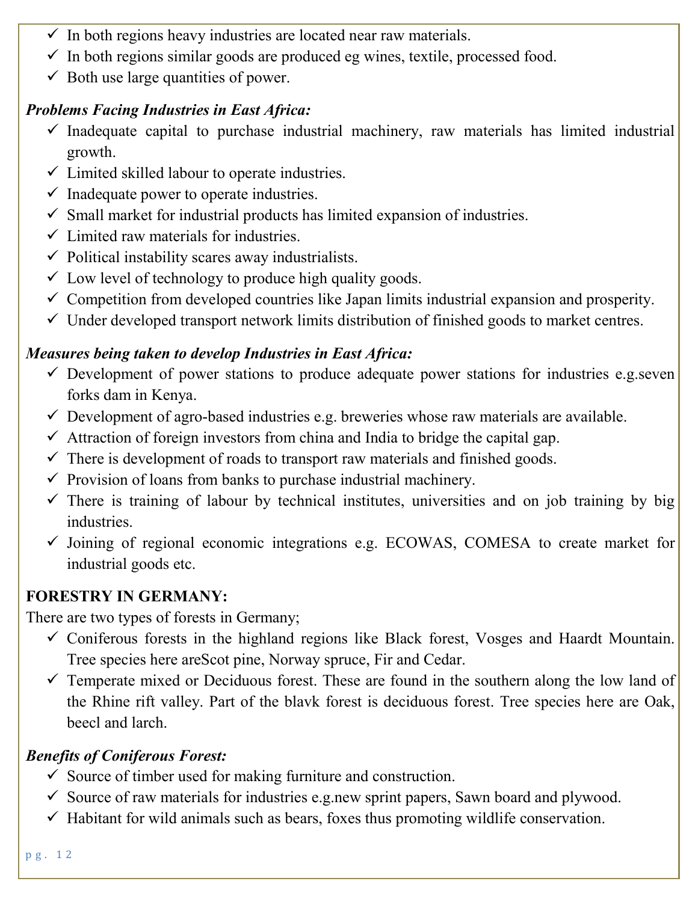- ✓ In both regions heavy industries are located near raw materials.
- ✓ In both regions similar goods are produced eg wines, textile, processed food.
- ✓ Both use large quantities of power.

***Problems Facing Industries in East Africa:***

- ✓ Inadequate capital to purchase industrial machinery, raw materials has limited industrial growth.
- ✓ Limited skilled labour to operate industries.
- ✓ Inadequate power to operate industries.
- ✓ Small market for industrial products has limited expansion of industries.
- ✓ Limited raw materials for industries.
- ✓ Political instability scares away industrialists.
- ✓ Low level of technology to produce high quality goods.
- ✓ Competition from developed countries like Japan limits industrial expansion and prosperity.
- ✓ Under developed transport network limits distribution of finished goods to market centres.

***Measures being taken to develop Industries in East Africa:***

- ✓ Development of power stations to produce adequate power stations for industries e.g.seven forks dam in Kenya.
- ✓ Development of agro-based industries e.g. breweries whose raw materials are available.
- ✓ Attraction of foreign investors from china and India to bridge the capital gap.
- ✓ There is development of roads to transport raw materials and finished goods.
- ✓ Provision of loans from banks to purchase industrial machinery.
- ✓ There is training of labour by technical institutes, universities and on job training by big industries.
- ✓ Joining of regional economic integrations e.g. ECOWAS, COMESA to create market for industrial goods etc.

**FORESTRY IN GERMANY:**

There are two types of forests in Germany;

- ✓ Coniferous forests in the highland regions like Black forest, Vosges and Haardt Mountain. Tree species here areScot pine, Norway spruce, Fir and Cedar.
- ✓ Temperate mixed or Deciduous forest. These are found in the southern along the low land of the Rhine rift valley. Part of the blavk forest is deciduous forest. Tree species here are Oak, beecl and larch.

***Benefits of Coniferous Forest:***

- ✓ Source of timber used for making furniture and construction.
- ✓ Source of raw materials for industries e.g.new sprint papers, Sawn board and plywood.
- ✓ Habitant for wild animals such as bears, foxes thus promoting wildlife conservation.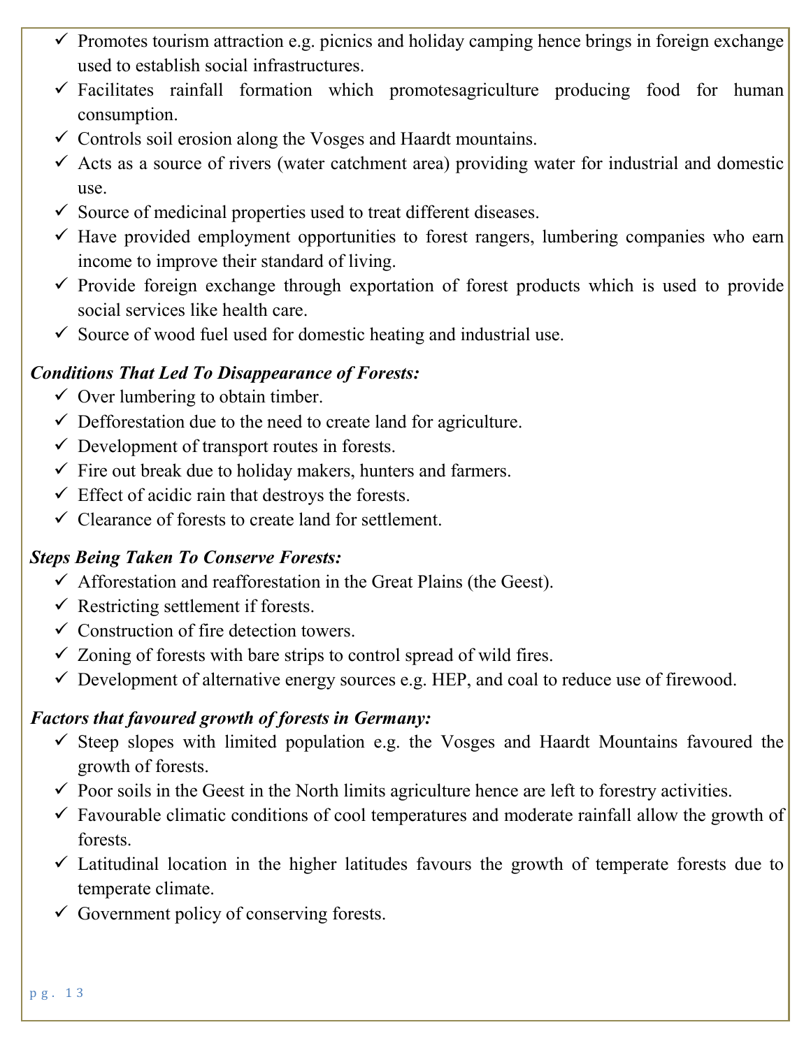- ✓ Promotes tourism attraction e.g. picnics and holiday camping hence brings in foreign exchange used to establish social infrastructures.
- ✓ Facilitates rainfall formation which promotesagriculture producing food for human consumption.
- ✓ Controls soil erosion along the Vosges and Haardt mountains.
- ✓ Acts as a source of rivers (water catchment area) providing water for industrial and domestic use.
- ✓ Source of medicinal properties used to treat different diseases.
- ✓ Have provided employment opportunities to forest rangers, lumbering companies who earn income to improve their standard of living.
- ✓ Provide foreign exchange through exportation of forest products which is used to provide social services like health care.
- ✓ Source of wood fuel used for domestic heating and industrial use.

***Conditions That Led To Disappearance of Forests:***

- ✓ Over lumbering to obtain timber.
- ✓ Defforestation due to the need to create land for agriculture.
- ✓ Development of transport routes in forests.
- ✓ Fire out break due to holiday makers, hunters and farmers.
- ✓ Effect of acidic rain that destroys the forests.
- ✓ Clearance of forests to create land for settlement.

***Steps Being Taken To Conserve Forests:***

- ✓ Afforestation and reafforestation in the Great Plains (the Geest).
- ✓ Restricting settlement if forests.
- ✓ Construction of fire detection towers.
- ✓ Zoning of forests with bare strips to control spread of wild fires.
- ✓ Development of alternative energy sources e.g. HEP, and coal to reduce use of firewood.

***Factors that favoured growth of forests in Germany:***

- ✓ Steep slopes with limited population e.g. the Vosges and Haardt Mountains favoured the growth of forests.
- ✓ Poor soils in the Geest in the North limits agriculture hence are left to forestry activities.
- ✓ Favourable climatic conditions of cool temperatures and moderate rainfall allow the growth of forests.
- ✓ Latitudinal location in the higher latitudes favours the growth of temperate forests due to temperate climate.
- ✓ Government policy of conserving forests.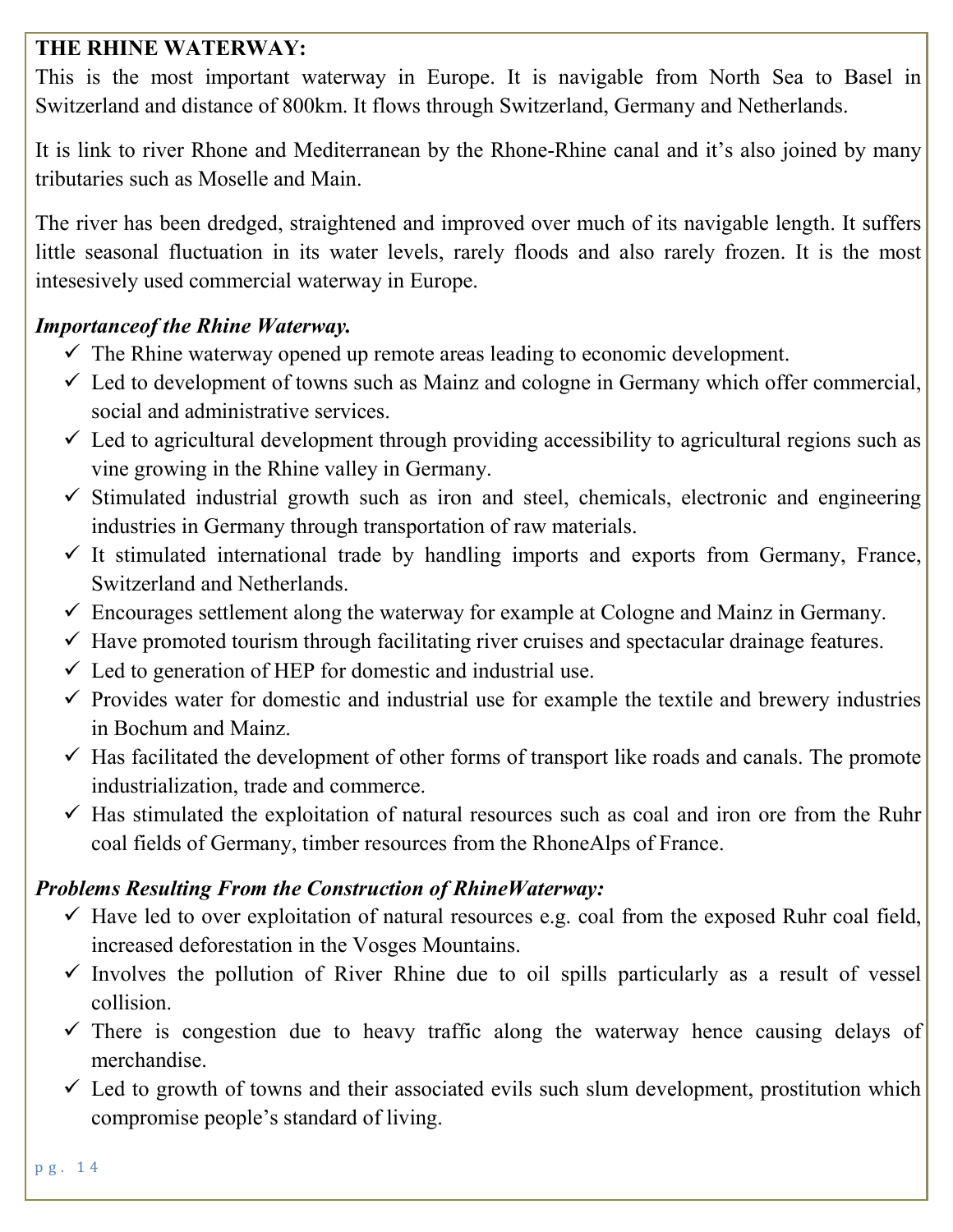**THE RHINE WATERWAY:**

This is the most important waterway in Europe. It is navigable from North Sea to Basel in Switzerland and distance of 800km. It flows through Switzerland, Germany and Netherlands.

It is link to river Rhone and Mediterranean by the Rhone-Rhine canal and it's also joined by many tributaries such as Moselle and Main.

The river has been dredged, straightened and improved over much of its navigable length. It suffers little seasonal fluctuation in its water levels, rarely floods and also rarely frozen. It is the most intesesively used commercial waterway in Europe.

***Importanceof the Rhine Waterway.***

- ✓ The Rhine waterway opened up remote areas leading to economic development.
- ✓ Led to development of towns such as Mainz and cologne in Germany which offer commercial, social and administrative services.
- ✓ Led to agricultural development through providing accessibility to agricultural regions such as vine growing in the Rhine valley in Germany.
- ✓ Stimulated industrial growth such as iron and steel, chemicals, electronic and engineering industries in Germany through transportation of raw materials.
- ✓ It stimulated international trade by handling imports and exports from Germany, France, Switzerland and Netherlands.
- ✓ Encourages settlement along the waterway for example at Cologne and Mainz in Germany.
- ✓ Have promoted tourism through facilitating river cruises and spectacular drainage features.
- ✓ Led to generation of HEP for domestic and industrial use.
- ✓ Provides water for domestic and industrial use for example the textile and brewery industries in Bochum and Mainz.
- ✓ Has facilitated the development of other forms of transport like roads and canals. The promote industrialization, trade and commerce.
- ✓ Has stimulated the exploitation of natural resources such as coal and iron ore from the Ruhr coal fields of Germany, timber resources from the RhoneAlps of France.

***Problems Resulting From the Construction of RhineWaterway:***

- ✓ Have led to over exploitation of natural resources e.g. coal from the exposed Ruhr coal field, increased deforestation in the Vosges Mountains.
- ✓ Involves the pollution of River Rhine due to oil spills particularly as a result of vessel collision.
- ✓ There is congestion due to heavy traffic along the waterway hence causing delays of merchandise.
- ✓ Led to growth of towns and their associated evils such slum development, prostitution which compromise people's standard of living.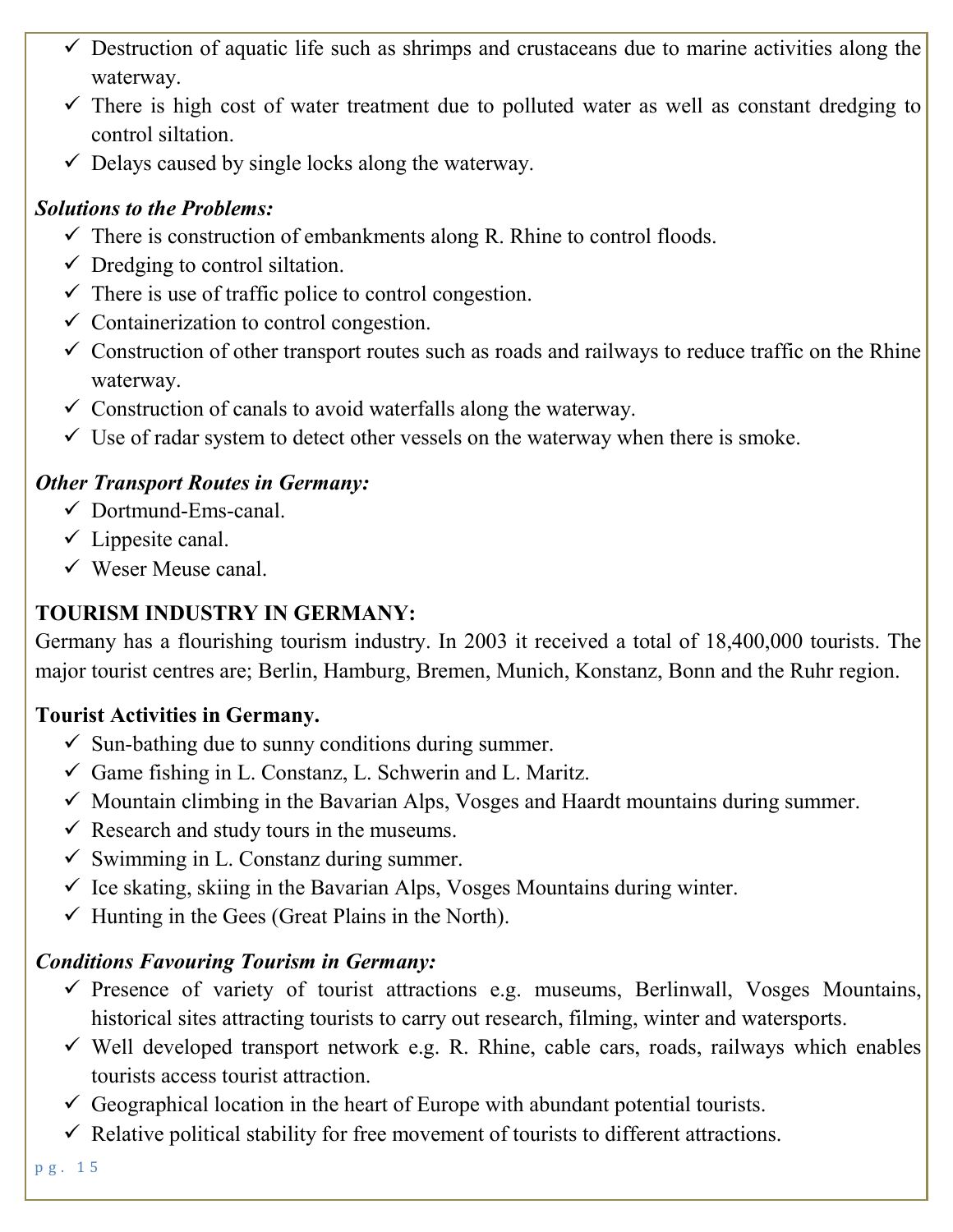- ✓ Destruction of aquatic life such as shrimps and crustaceans due to marine activities along the waterway.
- ✓ There is high cost of water treatment due to polluted water as well as constant dredging to control siltation.
- ✓ Delays caused by single locks along the waterway.

***Solutions to the Problems:***

- ✓ There is construction of embankments along R. Rhine to control floods.
- ✓ Dredging to control siltation.
- ✓ There is use of traffic police to control congestion.
- ✓ Containerization to control congestion.
- ✓ Construction of other transport routes such as roads and railways to reduce traffic on the Rhine waterway.
- ✓ Construction of canals to avoid waterfalls along the waterway.
- ✓ Use of radar system to detect other vessels on the waterway when there is smoke.

***Other Transport Routes in Germany:***

- ✓ Dortmund-Ems-canal.
- ✓ Lippesite canal.
- ✓ Weser Meuse canal.

**TOURISM INDUSTRY IN GERMANY:**

Germany has a flourishing tourism industry. In 2003 it received a total of 18,400,000 tourists. The major tourist centres are; Berlin, Hamburg, Bremen, Munich, Konstanz, Bonn and the Ruhr region.

**Tourist Activities in Germany.**

- ✓ Sun-bathing due to sunny conditions during summer.
- ✓ Game fishing in L. Constanz, L. Schwerin and L. Maritz.
- ✓ Mountain climbing in the Bavarian Alps, Vosges and Haardt mountains during summer.
- ✓ Research and study tours in the museums.
- ✓ Swimming in L. Constanz during summer.
- ✓ Ice skating, skiing in the Bavarian Alps, Vosges Mountains during winter.
- ✓ Hunting in the Gees (Great Plains in the North).

***Conditions Favouring Tourism in Germany:***

- ✓ Presence of variety of tourist attractions e.g. museums, Berlinwall, Vosges Mountains, historical sites attracting tourists to carry out research, filming, winter and watersports.
- ✓ Well developed transport network e.g. R. Rhine, cable cars, roads, railways which enables tourists access tourist attraction.
- ✓ Geographical location in the heart of Europe with abundant potential tourists.
- ✓ Relative political stability for free movement of tourists to different attractions.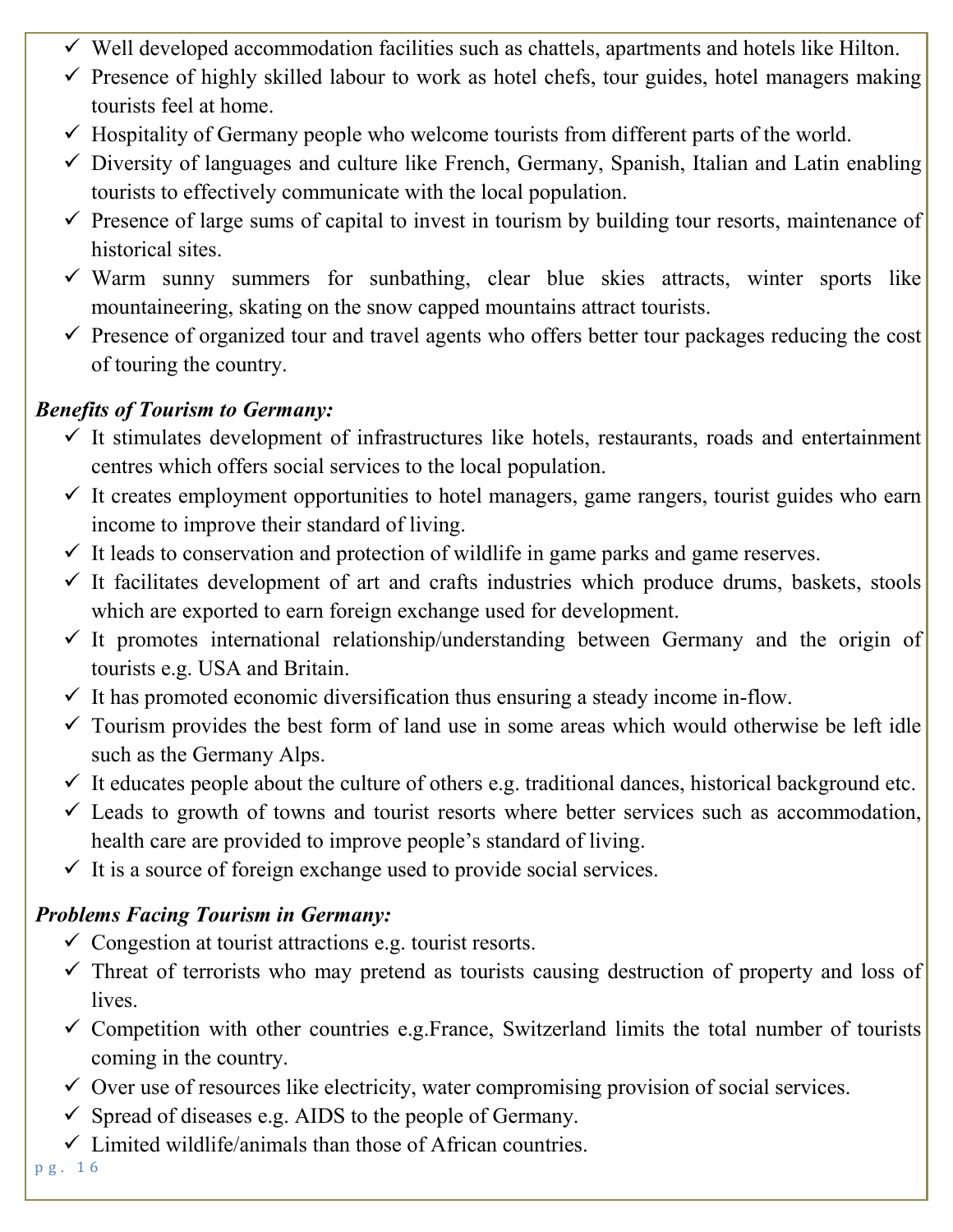- ✓ Well developed accommodation facilities such as chattels, apartments and hotels like Hilton.
- ✓ Presence of highly skilled labour to work as hotel chefs, tour guides, hotel managers making tourists feel at home.
- ✓ Hospitality of Germany people who welcome tourists from different parts of the world.
- ✓ Diversity of languages and culture like French, Germany, Spanish, Italian and Latin enabling tourists to effectively communicate with the local population.
- ✓ Presence of large sums of capital to invest in tourism by building tour resorts, maintenance of historical sites.
- ✓ Warm sunny summers for sunbathing, clear blue skies attracts, winter sports like mountaineering, skating on the snow capped mountains attract tourists.
- ✓ Presence of organized tour and travel agents who offers better tour packages reducing the cost of touring the country.

***Benefits of Tourism to Germany:***

- ✓ It stimulates development of infrastructures like hotels, restaurants, roads and entertainment centres which offers social services to the local population.
- ✓ It creates employment opportunities to hotel managers, game rangers, tourist guides who earn income to improve their standard of living.
- ✓ It leads to conservation and protection of wildlife in game parks and game reserves.
- ✓ It facilitates development of art and crafts industries which produce drums, baskets, stools which are exported to earn foreign exchange used for development.
- ✓ It promotes international relationship/understanding between Germany and the origin of tourists e.g. USA and Britain.
- ✓ It has promoted economic diversification thus ensuring a steady income in-flow.
- ✓ Tourism provides the best form of land use in some areas which would otherwise be left idle such as the Germany Alps.
- ✓ It educates people about the culture of others e.g. traditional dances, historical background etc.
- ✓ Leads to growth of towns and tourist resorts where better services such as accommodation, health care are provided to improve people's standard of living.
- ✓ It is a source of foreign exchange used to provide social services.

***Problems Facing Tourism in Germany:***

- ✓ Congestion at tourist attractions e.g. tourist resorts.
- ✓ Threat of terrorists who may pretend as tourists causing destruction of property and loss of lives.
- ✓ Competition with other countries e.g.France, Switzerland limits the total number of tourists coming in the country.
- ✓ Over use of resources like electricity, water compromising provision of social services.
- ✓ Spread of diseases e.g. AIDS to the people of Germany.
- ✓ Limited wildlife/animals than those of African countries.